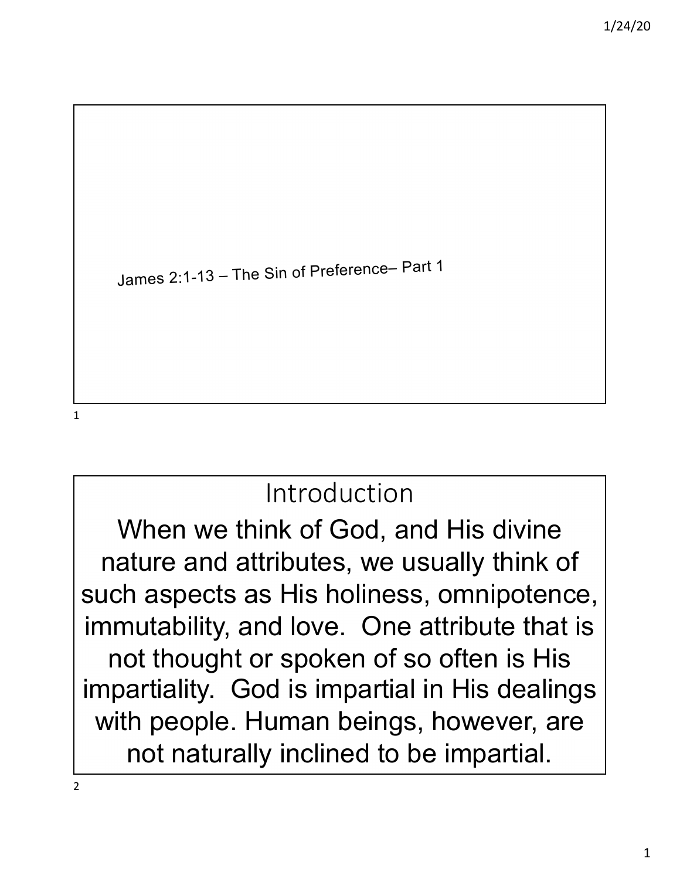# James 2:1-13 – The Sin of Preference– Part 1

## Introduction

When we think of God, and His divine nature and attributes, we usually think of such aspects as His holiness, omnipotence, immutability, and love. One attribute that is not thought or spoken of so often is His impartiality. God is impartial in His dealings with people. Human beings, however, are not naturally inclined to be impartial.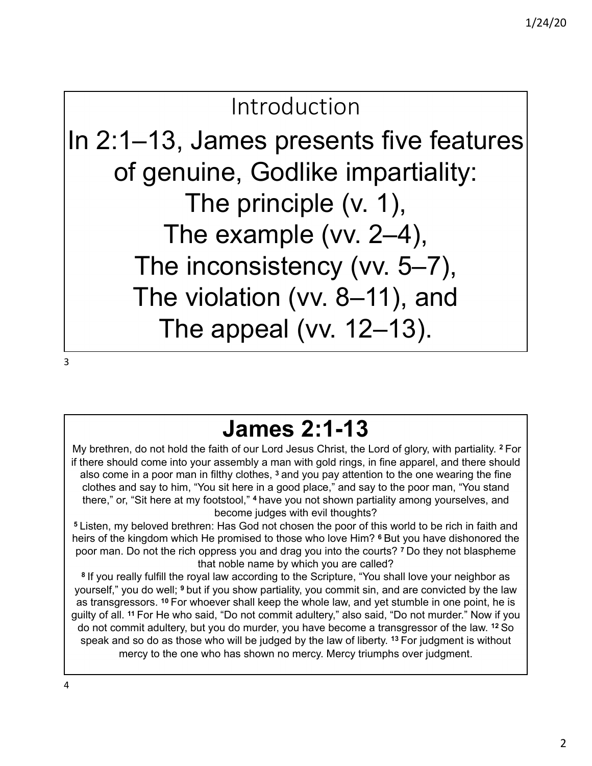## Introduction

In 2:1–13, James presents five features of genuine, Godlike impartiality:

The principle (v. 1),

The example (vv. 2–4),

The inconsistency (vv. 5–7),

The violation (vv. 8–11), and

The appeal (vv. 12–13).

## James 2:1-13

My brethren, do not hold the faith of our Lord Jesus Christ, the Lord of glory, with partiality. **2** For if there should come into your assembly a man with gold rings, in fine apparel, and there should also come in a poor man in filthy clothes, **3** and you pay attention to the one wearing the fine clothes and say to him, "You sit here in a good place," and say to the poor man, "You stand there," or, "Sit here at my footstool," **4** have you not shown partiality among yourselves, and become judges with evil thoughts?

**5** Listen, my beloved brethren: Has God not chosen the poor of this world to be rich in faith and heirs of the kingdom which He promised to those who love Him? **6** But you have dishonored the poor man. Do not the rich oppress you and drag you into the courts? **7** Do they not blaspheme that noble name by which you are called?

**8** If you really fulfill the royal law according to the Scripture, "You shall love your neighbor as yourself," you do well; **9** but if you show partiality, you commit sin, and are convicted by the law as transgressors. **10** For whoever shall keep the whole law, and yet stumble in one point, he is guilty of all. **11** For He who said, "Do not commit adultery," also said, "Do not murder." Now if you do not commit adultery, but you do murder, you have become a transgressor of the law. **12** So speak and so do as those who will be judged by the law of liberty. **13** For judgment is without mercy to the one who has shown no mercy. Mercy triumphs over judgment.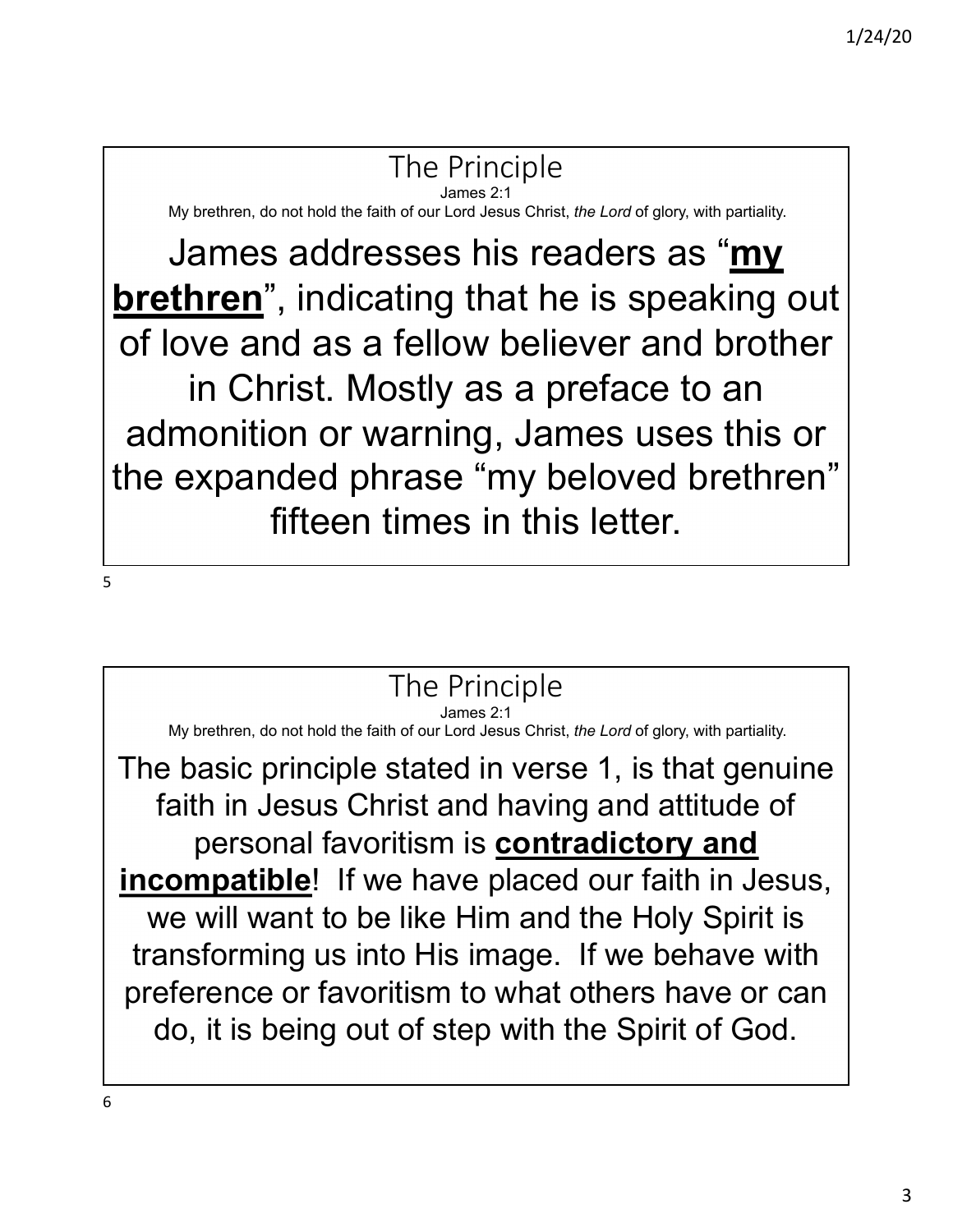## The Principle

James 2:1

My brethren, do not hold the faith of our Lord Jesus Christ, *the Lord* of glory, with partiality.

James addresses his readers as "**my brethren**", indicating that he is speaking out of love and as a fellow believer and brother in Christ. Mostly as a preface to an admonition or warning, James uses this or the expanded phrase "my beloved brethren" fifteen times in this letter.

## The Principle

James 2:1

My brethren, do not hold the faith of our Lord Jesus Christ, *the Lord* of glory, with partiality.

The basic principle stated in verse 1, is that genuine faith in Jesus Christ and having and attitude of personal favoritism is **contradictory and incompatible**! If we have placed our faith in Jesus, we will want to be like Him and the Holy Spirit is transforming us into His image. If we behave with preference or favoritism to what others have or can do, it is being out of step with the Spirit of God.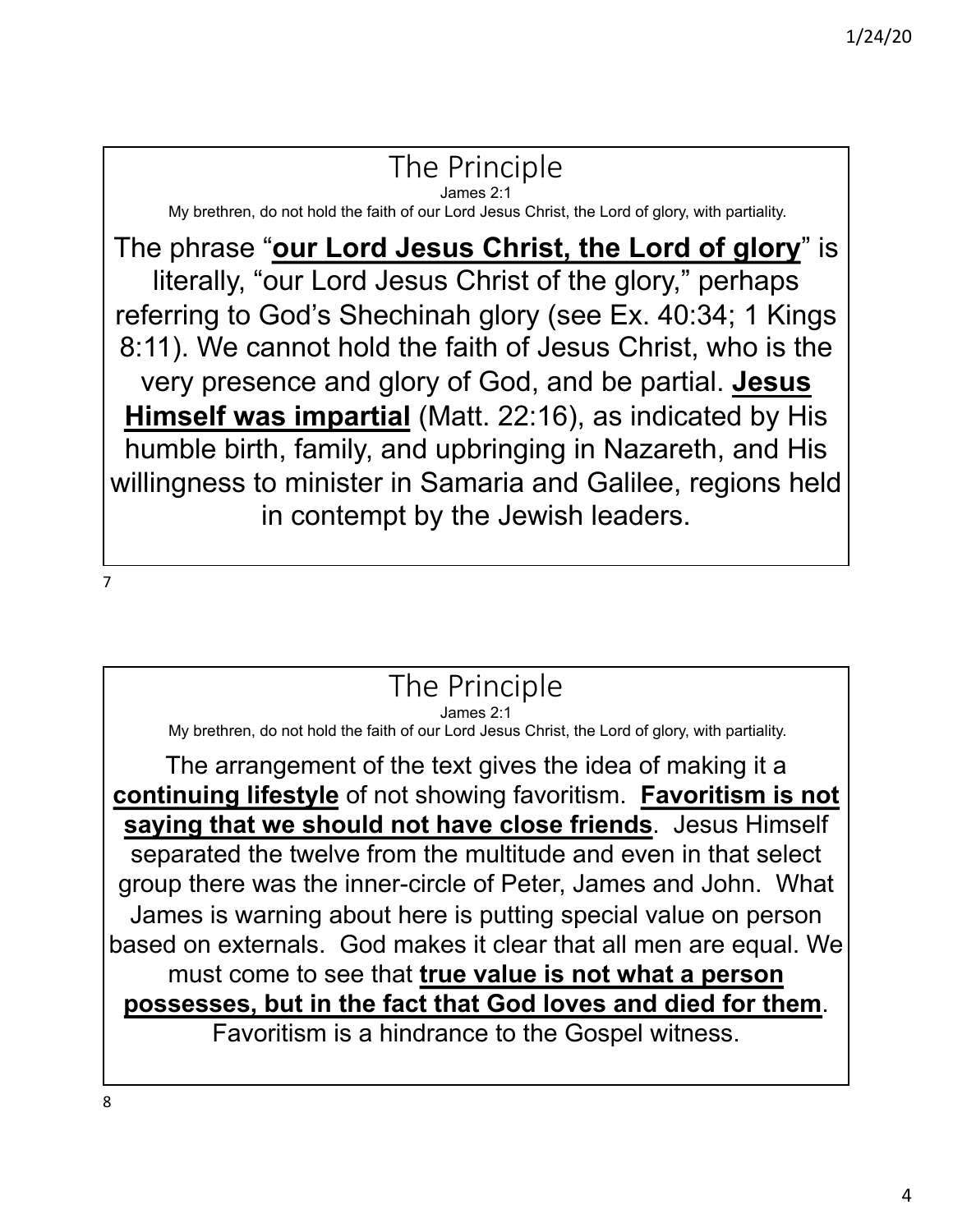## The Principle

James 2:1

My brethren, do not hold the faith of our Lord Jesus Christ, the Lord of glory, with partiality.

The phrase "**our Lord Jesus Christ, the Lord of glory**" is literally, "our Lord Jesus Christ of the glory," perhaps referring to God's Shechinah glory (see Ex. 40:34; 1 Kings 8:11). We cannot hold the faith of Jesus Christ, who is the very presence and glory of God, and be partial. **Jesus Himself was impartial** (Matt. 22:16), as indicated by His humble birth, family, and upbringing in Nazareth, and His willingness to minister in Samaria and Galilee, regions held in contempt by the Jewish leaders.

## The Principle

James 2:1

My brethren, do not hold the faith of our Lord Jesus Christ, the Lord of glory, with partiality.

The arrangement of the text gives the idea of making it a **continuing lifestyle** of not showing favoritism. **Favoritism is not saying that we should not have close friends**. Jesus Himself separated the twelve from the multitude and even in that select group there was the inner-circle of Peter, James and John. What James is warning about here is putting special value on person based on externals. God makes it clear that all men are equal. We must come to see that **true value is not what a person possesses, but in the fact that God loves and died for them**. Favoritism is a hindrance to the Gospel witness.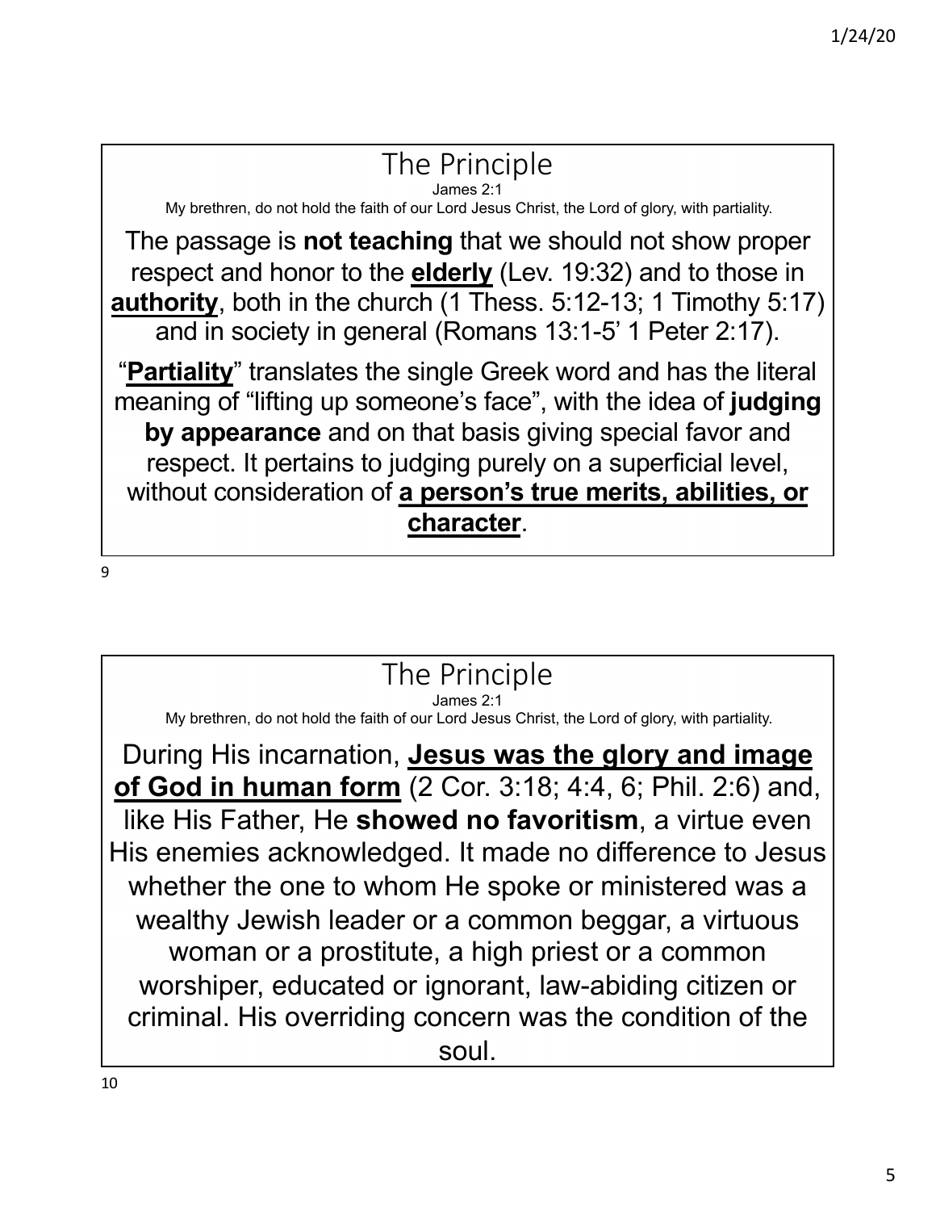## The Principle

James 2:1

My brethren, do not hold the faith of our Lord Jesus Christ, the Lord of glory, with partiality.

The passage is **not teaching** that we should not show proper respect and honor to the **elderly** (Lev. 19:32) and to those in **authority**, both in the church (1 Thess. 5:12-13; 1 Timothy 5:17) and in society in general (Romans 13:1-5' 1 Peter 2:17).

"**Partiality**" translates the single Greek word and has the literal meaning of "lifting up someone's face", with the idea of **judging by appearance** and on that basis giving special favor and respect. It pertains to judging purely on a superficial level, without consideration of **a person's true merits, abilities, or character**.

## The Principle

James 2:1

My brethren, do not hold the faith of our Lord Jesus Christ, the Lord of glory, with partiality.

During His incarnation, **Jesus was the glory and image of God in human form** (2 Cor. 3:18; 4:4, 6; Phil. 2:6) and, like His Father, He **showed no favoritism**, a virtue even His enemies acknowledged. It made no difference to Jesus whether the one to whom He spoke or ministered was a wealthy Jewish leader or a common beggar, a virtuous woman or a prostitute, a high priest or a common worshiper, educated or ignorant, law-abiding citizen or criminal. His overriding concern was the condition of the soul.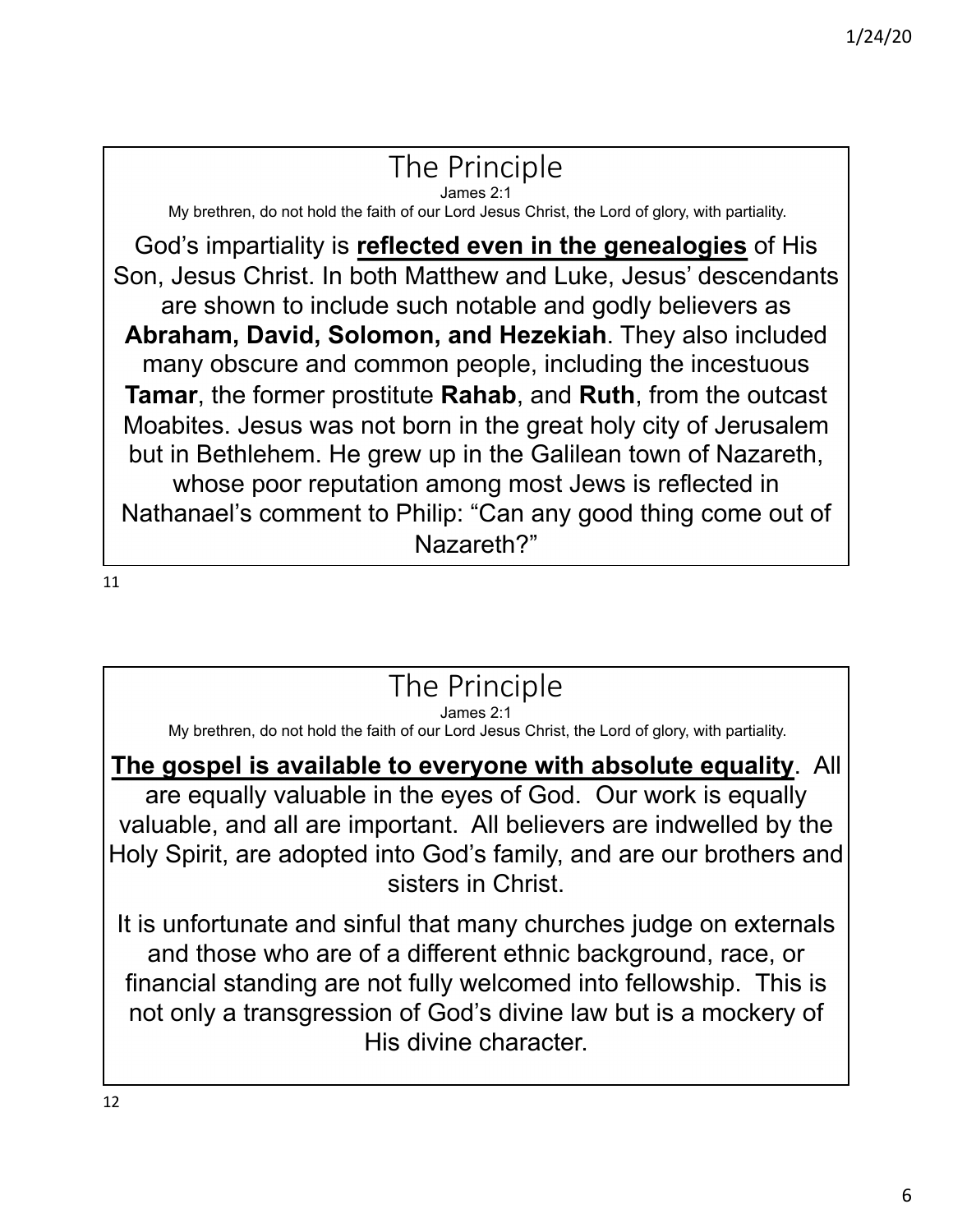## The Principle

James 2:1

My brethren, do not hold the faith of our Lord Jesus Christ, the Lord of glory, with partiality.

God's impartiality is **reflected even in the genealogies** of His Son, Jesus Christ. In both Matthew and Luke, Jesus' descendants are shown to include such notable and godly believers as **Abraham, David, Solomon, and Hezekiah**. They also included many obscure and common people, including the incestuous **Tamar**, the former prostitute **Rahab**, and **Ruth**, from the outcast Moabites. Jesus was not born in the great holy city of Jerusalem but in Bethlehem. He grew up in the Galilean town of Nazareth, whose poor reputation among most Jews is reflected in Nathanael's comment to Philip: "Can any good thing come out of Nazareth?"

## The Principle

James 2:1

My brethren, do not hold the faith of our Lord Jesus Christ, the Lord of glory, with partiality.

**The gospel is available to everyone with absolute equality**. All are equally valuable in the eyes of God. Our work is equally valuable, and all are important. All believers are indwelled by the Holy Spirit, are adopted into God's family, and are our brothers and sisters in Christ.

It is unfortunate and sinful that many churches judge on externals and those who are of a different ethnic background, race, or financial standing are not fully welcomed into fellowship. This is not only a transgression of God's divine law but is a mockery of His divine character.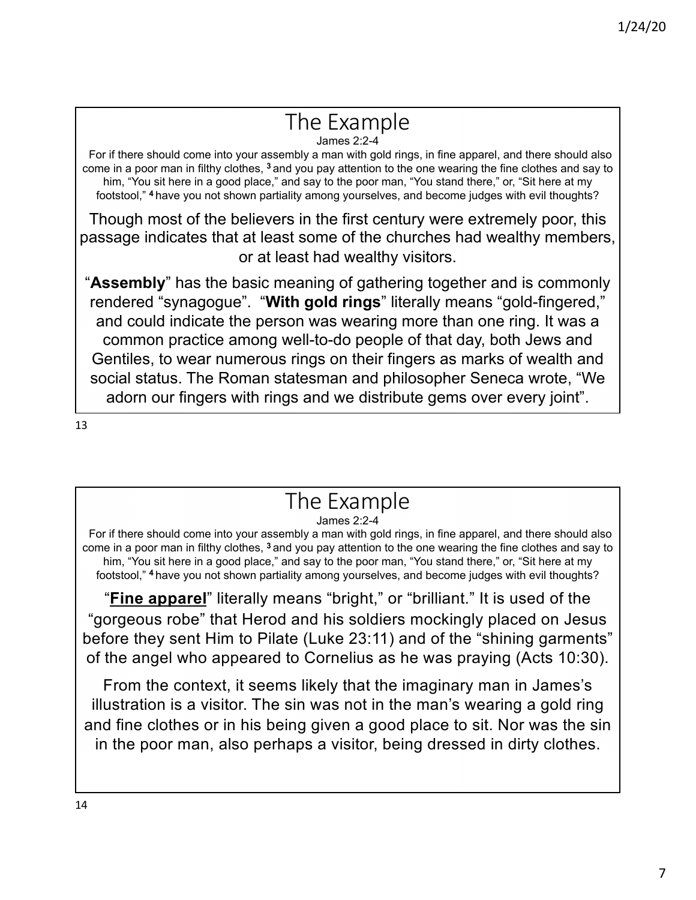# The Example

James 2:2-4

For if there should come into your assembly a man with gold rings, in fine apparel, and there should also come in a poor man in filthy clothes, [3] and you pay attention to the one wearing the fine clothes and say to him, “You sit here in a good place,” and say to the poor man, “You stand there,” or, “Sit here at my footstool,” [4] have you not shown partiality among yourselves, and become judges with evil thoughts?

Though most of the believers in the first century were extremely poor, this passage indicates that at least some of the churches had wealthy members, or at least had wealthy visitors.

“**Assembly**” has the basic meaning of gathering together and is commonly rendered “synagogue”. “**With gold rings**” literally means “gold-fingered,” and could indicate the person was wearing more than one ring. It was a common practice among well-to-do people of that day, both Jews and Gentiles, to wear numerous rings on their fingers as marks of wealth and social status. The Roman statesman and philosopher Seneca wrote, “We adorn our fingers with rings and we distribute gems over every joint”.

# The Example

James 2:2-4

For if there should come into your assembly a man with gold rings, in fine apparel, and there should also come in a poor man in filthy clothes, [3] and you pay attention to the one wearing the fine clothes and say to him, “You sit here in a good place,” and say to the poor man, “You stand there,” or, “Sit here at my footstool,” [4] have you not shown partiality among yourselves, and become judges with evil thoughts?

“**<u>Fine apparel</u>**” literally means “bright,” or “brilliant.” It is used of the “gorgeous robe” that Herod and his soldiers mockingly placed on Jesus before they sent Him to Pilate (Luke 23:11) and of the “shining garments” of the angel who appeared to Cornelius as he was praying (Acts 10:30).

From the context, it seems likely that the imaginary man in James’s illustration is a visitor. The sin was not in the man’s wearing a gold ring and fine clothes or in his being given a good place to sit. Nor was the sin in the poor man, also perhaps a visitor, being dressed in dirty clothes.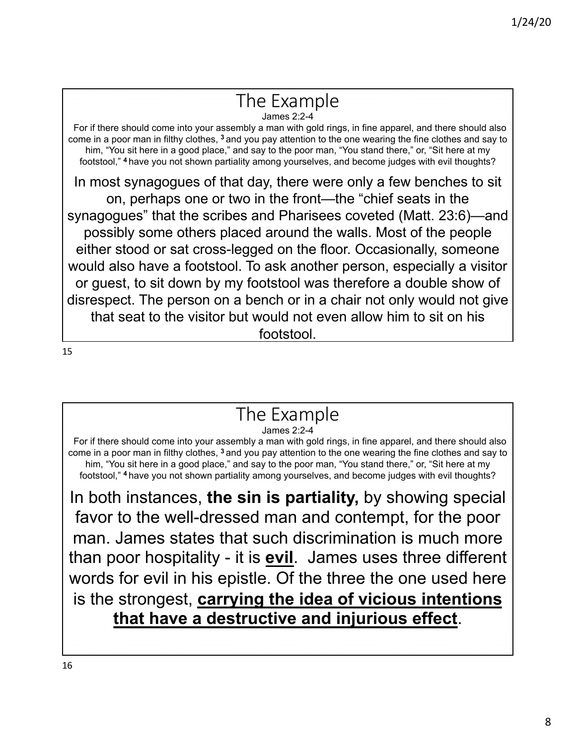## The Example

James 2:2-4

For if there should come into your assembly a man with gold rings, in fine apparel, and there should also come in a poor man in filthy clothes, [3] and you pay attention to the one wearing the fine clothes and say to him, “You sit here in a good place,” and say to the poor man, “You stand there,” or, “Sit here at my footstool,” [4] have you not shown partiality among yourselves, and become judges with evil thoughts?

In most synagogues of that day, there were only a few benches to sit on, perhaps one or two in the front—the “chief seats in the synagogues” that the scribes and Pharisees coveted (Matt. 23:6)—and possibly some others placed around the walls. Most of the people either stood or sat cross-legged on the floor. Occasionally, someone would also have a footstool. To ask another person, especially a visitor or guest, to sit down by my footstool was therefore a double show of disrespect. The person on a bench or in a chair not only would not give that seat to the visitor but would not even allow him to sit on his footstool.

## The Example

James 2:2-4

For if there should come into your assembly a man with gold rings, in fine apparel, and there should also come in a poor man in filthy clothes, [3] and you pay attention to the one wearing the fine clothes and say to him, “You sit here in a good place,” and say to the poor man, “You stand there,” or, “Sit here at my footstool,” [4] have you not shown partiality among yourselves, and become judges with evil thoughts?

In both instances, **the sin is partiality,** by showing special favor to the well-dressed man and contempt, for the poor man. James states that such discrimination is much more than poor hospitality - it is **evil**. James uses three different words for evil in his epistle. Of the three the one used here is the strongest, **carrying the idea of vicious intentions that have a destructive and injurious effect**.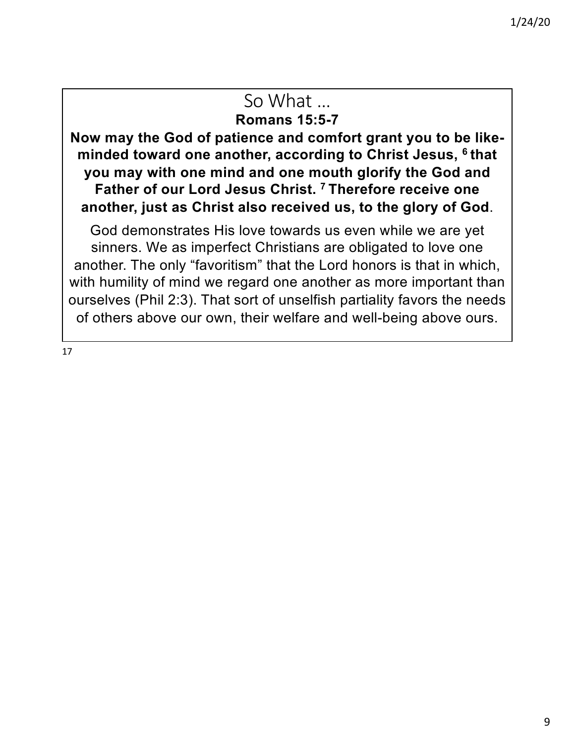## So What …

**Romans 15:5-7**

**Now may the God of patience and comfort grant you to be like-minded toward one another, according to Christ Jesus, [6] that you may with one mind and one mouth glorify the God and Father of our Lord Jesus Christ. [7] Therefore receive one another, just as Christ also received us, to the glory of God**.

God demonstrates His love towards us even while we are yet sinners. We as imperfect Christians are obligated to love one another. The only “favoritism” that the Lord honors is that in which, with humility of mind we regard one another as more important than ourselves (Phil 2:3). That sort of unselfish partiality favors the needs of others above our own, their welfare and well-being above ours.

17